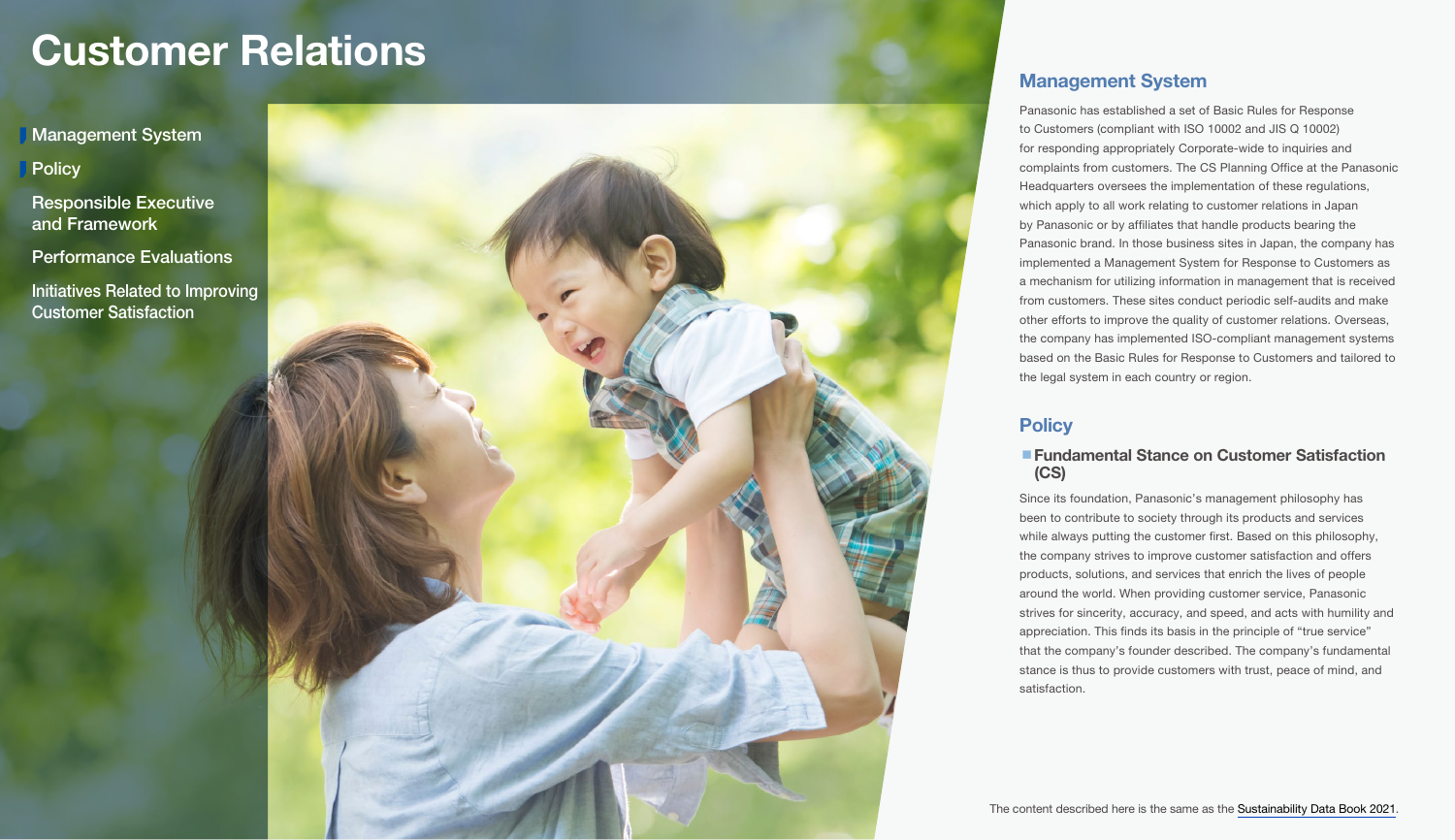# Customer Relations

- Management System
- Policy
- Responsible Executive and Framework
- Performance Evaluations
- Initiatives Related to Improving Customer Satisfaction

## Management System

Panasonic has established a set of Basic Rules for Response to Customers (compliant with ISO 10002 and JIS Q 10002) for responding appropriately Corporate-wide to inquiries and complaints from customers. The CS Planning Office at the Panasonic Headquarters oversees the implementation of these regulations, which apply to all work relating to customer relations in Japan by Panasonic or by affiliates that handle products bearing the Panasonic brand. In those business sites in Japan, the company has implemented a Management System for Response to Customers as a mechanism for utilizing information in management that is received from customers. These sites conduct periodic self-audits and make other efforts to improve the quality of customer relations. Overseas, the company has implemented ISO-compliant management systems based on the Basic Rules for Response to Customers and tailored to the legal system in each country or region.

## Policy

### Fundamental Stance on Customer Satisfaction (CS)

Since its foundation, Panasonic's management philosophy has been to contribute to society through its products and services while always putting the customer first. Based on this philosophy, the company strives to improve customer satisfaction and offers products, solutions, and services that enrich the lives of people around the world. When providing customer service, Panasonic strives for sincerity, accuracy, and speed, and acts with humility and appreciation. This finds its basis in the principle of "true service" that the company's founder described. The company's fundamental stance is thus to provide customers with trust, peace of mind, and satisfaction.

The content described here is the same as the Sustainability Data Book 2021.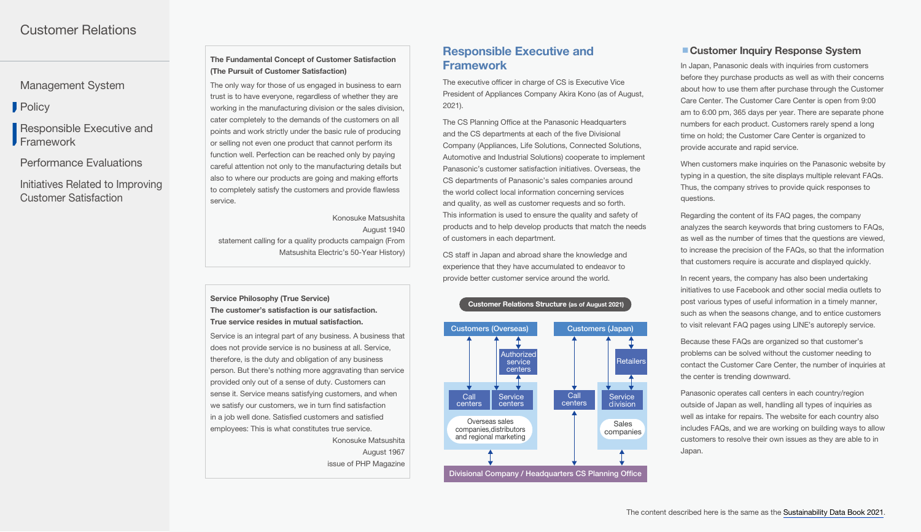# Customer Relations

- Management System
- Policy
- Responsible Executive and Framework
- Performance Evaluations
- Initiatives Related to Improving Customer Satisfaction

**The Fundamental Concept of Customer Satisfaction (The Pursuit of Customer Satisfaction)**

The only way for those of us engaged in business to earn trust is to have everyone, regardless of whether they are working in the manufacturing division or the sales division, cater completely to the demands of the customers on all points and work strictly under the basic rule of producing or selling not even one product that cannot perform its function well. Perfection can be reached only by paying careful attention not only to the manufacturing details but also to where our products are going and making efforts to completely satisfy the customers and provide flawless service.

Konosuke Matsushita
August 1940
statement calling for a quality products campaign (From Matsushita Electric's 50-Year History)

**Service Philosophy (True Service)**
**The customer's satisfaction is our satisfaction.**
**True service resides in mutual satisfaction.**

Service is an integral part of any business. A business that does not provide service is no business at all. Service, therefore, is the duty and obligation of any business person. But there's nothing more aggravating than service provided only out of a sense of duty. Customers can sense it. Service means satisfying customers, and when we satisfy our customers, we in turn find satisfaction in a job well done. Satisfied customers and satisfied employees: This is what constitutes true service.

Konosuke Matsushita
August 1967
issue of PHP Magazine

## Responsible Executive and Framework

The executive officer in charge of CS is Executive Vice President of Appliances Company Akira Kono (as of August, 2021).

The CS Planning Office at the Panasonic Headquarters and the CS departments at each of the five Divisional Company (Appliances, Life Solutions, Connected Solutions, Automotive and Industrial Solutions) cooperate to implement Panasonic's customer satisfaction initiatives. Overseas, the CS departments of Panasonic's sales companies around the world collect local information concerning services and quality, as well as customer requests and so forth. This information is used to ensure the quality and safety of products and to help develop products that match the needs of customers in each department.

CS staff in Japan and abroad share the knowledge and experience that they have accumulated to endeavor to provide better customer service around the world.

**Customer Relations Structure** (as of August 2021)

- Customers (Overseas)
  - Call centers
  - Authorized service centers → Service centers
  - Overseas sales companies, distributors and regional marketing
- Customers (Japan)
  - Call centers
  - Retailers → Service division
  - Sales companies
- Divisional Company / Headquarters CS Planning Office

### Customer Inquiry Response System

In Japan, Panasonic deals with inquiries from customers before they purchase products as well as with their concerns about how to use them after purchase through the Customer Care Center. The Customer Care Center is open from 9:00 am to 6:00 pm, 365 days per year. There are separate phone numbers for each product. Customers rarely spend a long time on hold; the Customer Care Center is organized to provide accurate and rapid service.

When customers make inquiries on the Panasonic website by typing in a question, the site displays multiple relevant FAQs. Thus, the company strives to provide quick responses to questions.

Regarding the content of its FAQ pages, the company analyzes the search keywords that bring customers to FAQs, as well as the number of times that the questions are viewed, to increase the precision of the FAQs, so that the information that customers require is accurate and displayed quickly.

In recent years, the company has also been undertaking initiatives to use Facebook and other social media outlets to post various types of useful information in a timely manner, such as when the seasons change, and to entice customers to visit relevant FAQ pages using LINE's autoreply service.

Because these FAQs are organized so that customer's problems can be solved without the customer needing to contact the Customer Care Center, the number of inquiries at the center is trending downward.

Panasonic operates call centers in each country/region outside of Japan as well, handling all types of inquiries as well as intake for repairs. The website for each country also includes FAQs, and we are working on building ways to allow customers to resolve their own issues as they are able to in Japan.

The content described here is the same as the Sustainability Data Book 2021.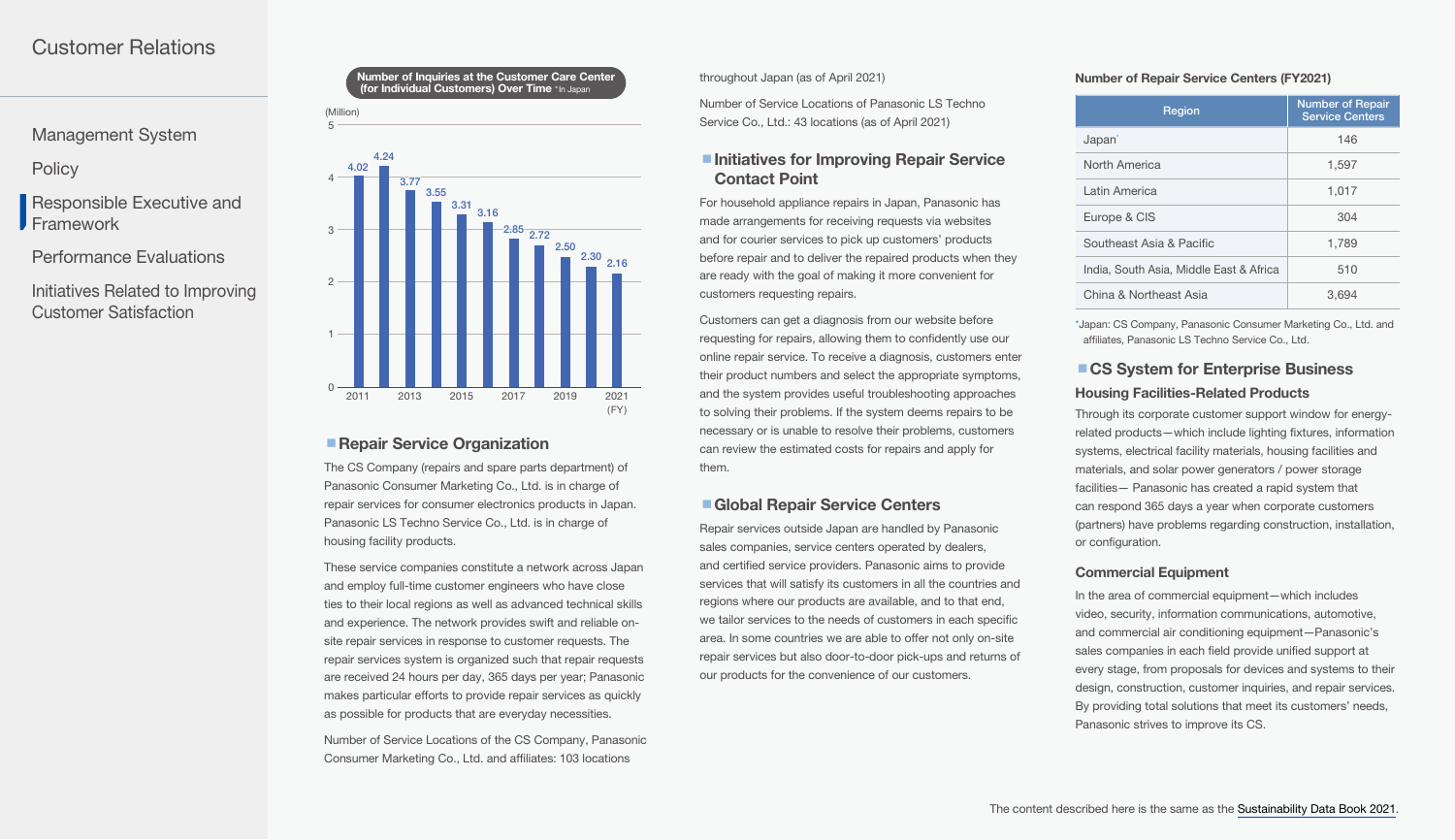# Customer Relations

- Management System
- Policy
- Responsible Executive and Framework
- Performance Evaluations
- Initiatives Related to Improving Customer Satisfaction

**Number of Inquiries at the Customer Care Center (for Individual Customers) Over Time** *In Japan

(Million)

| FY | Inquiries (Million) |
|---|---|
| 2011 | 4.02 |
| 2012 | 4.24 |
| 2013 | 3.77 |
| 2014 | 3.55 |
| 2015 | 3.31 |
| 2016 | 3.16 |
| 2017 | 2.85 |
| 2018 | 2.72 |
| 2019 | 2.50 |
| 2020 | 2.30 |
| 2021 | 2.16 |

## Repair Service Organization

The CS Company (repairs and spare parts department) of Panasonic Consumer Marketing Co., Ltd. is in charge of repair services for consumer electronics products in Japan. Panasonic LS Techno Service Co., Ltd. is in charge of housing facility products.

These service companies constitute a network across Japan and employ full-time customer engineers who have close ties to their local regions as well as advanced technical skills and experience. The network provides swift and reliable on-site repair services in response to customer requests. The repair services system is organized such that repair requests are received 24 hours per day, 365 days per year; Panasonic makes particular efforts to provide repair services as quickly as possible for products that are everyday necessities.

Number of Service Locations of the CS Company, Panasonic Consumer Marketing Co., Ltd. and affiliates: 103 locations throughout Japan (as of April 2021)

Number of Service Locations of Panasonic LS Techno Service Co., Ltd.: 43 locations (as of April 2021)

## Initiatives for Improving Repair Service Contact Point

For household appliance repairs in Japan, Panasonic has made arrangements for receiving requests via websites and for courier services to pick up customers' products before repair and to deliver the repaired products when they are ready with the goal of making it more convenient for customers requesting repairs.

Customers can get a diagnosis from our website before requesting for repairs, allowing them to confidently use our online repair service. To receive a diagnosis, customers enter their product numbers and select the appropriate symptoms, and the system provides useful troubleshooting approaches to solving their problems. If the system deems repairs to be necessary or is unable to resolve their problems, customers can review the estimated costs for repairs and apply for them.

## Global Repair Service Centers

Repair services outside Japan are handled by Panasonic sales companies, service centers operated by dealers, and certified service providers. Panasonic aims to provide services that will satisfy its customers in all the countries and regions where our products are available, and to that end, we tailor services to the needs of customers in each specific area. In some countries we are able to offer not only on-site repair services but also door-to-door pick-ups and returns of our products for the convenience of our customers.

**Number of Repair Service Centers (FY2021)**

| Region | Number of Repair Service Centers |
|---|---|
| Japan* | 146 |
| North America | 1,597 |
| Latin America | 1,017 |
| Europe & CIS | 304 |
| Southeast Asia & Pacific | 1,789 |
| India, South Asia, Middle East & Africa | 510 |
| China & Northeast Asia | 3,694 |

*Japan: CS Company, Panasonic Consumer Marketing Co., Ltd. and affiliates, Panasonic LS Techno Service Co., Ltd.

## CS System for Enterprise Business

### Housing Facilities-Related Products

Through its corporate customer support window for energy-related products—which include lighting fixtures, information systems, electrical facility materials, housing facilities and materials, and solar power generators / power storage facilities— Panasonic has created a rapid system that can respond 365 days a year when corporate customers (partners) have problems regarding construction, installation, or configuration.

### Commercial Equipment

In the area of commercial equipment—which includes video, security, information communications, automotive, and commercial air conditioning equipment—Panasonic's sales companies in each field provide unified support at every stage, from proposals for devices and systems to their design, construction, customer inquiries, and repair services. By providing total solutions that meet its customers' needs, Panasonic strives to improve its CS.

The content described here is the same as the Sustainability Data Book 2021.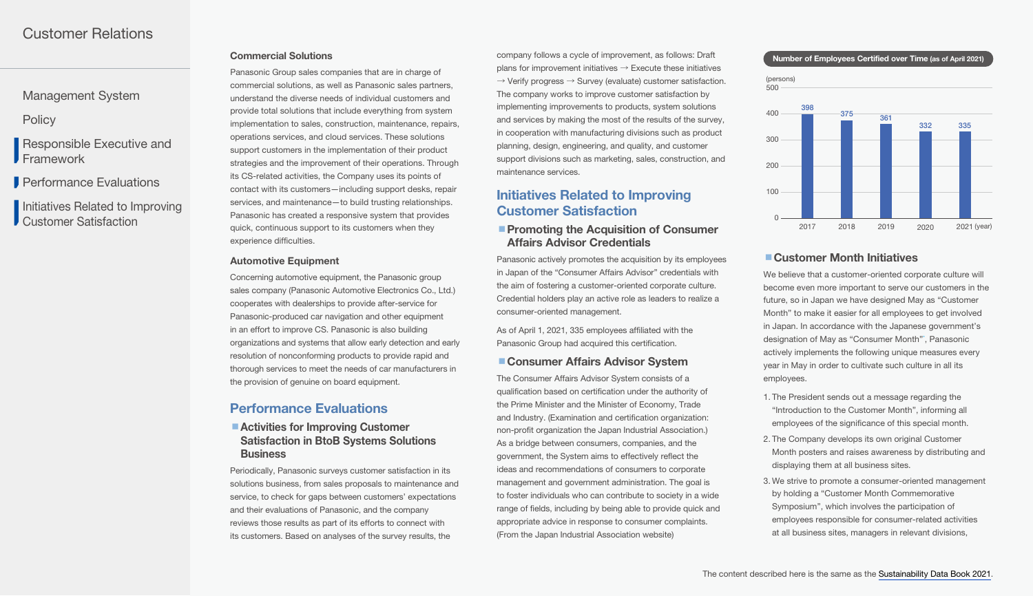# Customer Relations

- Management System
- Policy
- Responsible Executive and Framework
- Performance Evaluations
- Initiatives Related to Improving Customer Satisfaction

### Commercial Solutions

Panasonic Group sales companies that are in charge of commercial solutions, as well as Panasonic sales partners, understand the diverse needs of individual customers and provide total solutions that include everything from system implementation to sales, construction, maintenance, repairs, operations services, and cloud services. These solutions support customers in the implementation of their product strategies and the improvement of their operations. Through its CS-related activities, the Company uses its points of contact with its customers—including support desks, repair services, and maintenance—to build trusting relationships. Panasonic has created a responsive system that provides quick, continuous support to its customers when they experience difficulties.

### Automotive Equipment

Concerning automotive equipment, the Panasonic group sales company (Panasonic Automotive Electronics Co., Ltd.) cooperates with dealerships to provide after-service for Panasonic-produced car navigation and other equipment in an effort to improve CS. Panasonic is also building organizations and systems that allow early detection and early resolution of nonconforming products to provide rapid and thorough services to meet the needs of car manufacturers in the provision of genuine on board equipment.

## Performance Evaluations

### Activities for Improving Customer Satisfaction in BtoB Systems Solutions Business

Periodically, Panasonic surveys customer satisfaction in its solutions business, from sales proposals to maintenance and service, to check for gaps between customers' expectations and their evaluations of Panasonic, and the company reviews those results as part of its efforts to connect with its customers. Based on analyses of the survey results, the company follows a cycle of improvement, as follows: Draft plans for improvement initiatives → Execute these initiatives → Verify progress → Survey (evaluate) customer satisfaction. The company works to improve customer satisfaction by implementing improvements to products, system solutions and services by making the most of the results of the survey, in cooperation with manufacturing divisions such as product planning, design, engineering, and quality, and customer support divisions such as marketing, sales, construction, and maintenance services.

## Initiatives Related to Improving Customer Satisfaction

### Promoting the Acquisition of Consumer Affairs Advisor Credentials

Panasonic actively promotes the acquisition by its employees in Japan of the "Consumer Affairs Advisor" credentials with the aim of fostering a customer-oriented corporate culture. Credential holders play an active role as leaders to realize a consumer-oriented management.

As of April 1, 2021, 335 employees affiliated with the Panasonic Group had acquired this certification.

### Consumer Affairs Advisor System

The Consumer Affairs Advisor System consists of a qualification based on certification under the authority of the Prime Minister and the Minister of Economy, Trade and Industry. (Examination and certification organization: non-profit organization the Japan Industrial Association.) As a bridge between consumers, companies, and the government, the System aims to effectively reflect the ideas and recommendations of consumers to corporate management and government administration. The goal is to foster individuals who can contribute to society in a wide range of fields, including by being able to provide quick and appropriate advice in response to consumer complaints. (From the Japan Industrial Association website)

**Number of Employees Certified over Time (as of April 2021)**

| Year | Employees certified (persons) |
|---|---|
| 2017 | 398 |
| 2018 | 375 |
| 2019 | 361 |
| 2020 | 332 |
| 2021 | 335 |

### Customer Month Initiatives

We believe that a customer-oriented corporate culture will become even more important to serve our customers in the future, so in Japan we have designed May as "Customer Month" to make it easier for all employees to get involved in Japan. In accordance with the Japanese government's designation of May as "Consumer Month", Panasonic actively implements the following unique measures every year in May in order to cultivate such culture in all its employees.

1. The President sends out a message regarding the "Introduction to the Customer Month", informing all employees of the significance of this special month.
2. The Company develops its own original Customer Month posters and raises awareness by distributing and displaying them at all business sites.
3. We strive to promote a consumer-oriented management by holding a "Customer Month Commemorative Symposium", which involves the participation of employees responsible for consumer-related activities at all business sites, managers in relevant divisions,

The content described here is the same as the Sustainability Data Book 2021.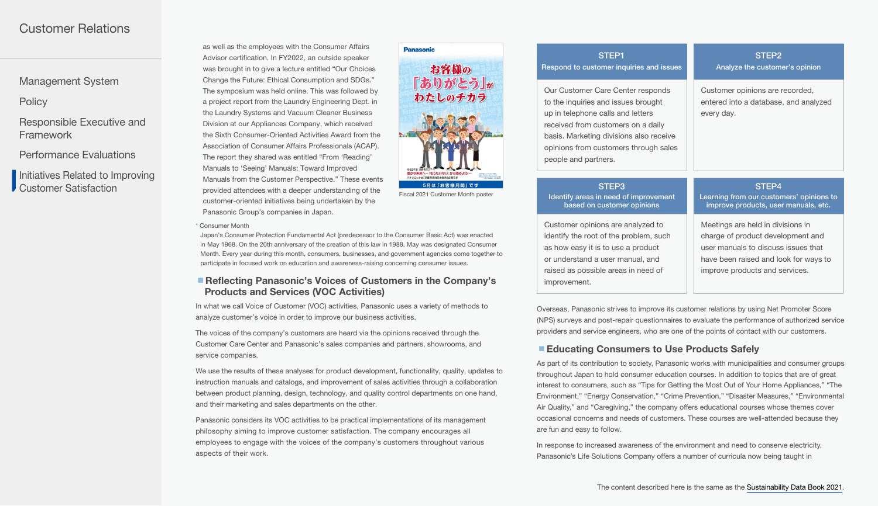as well as the employees with the Consumer Affairs Advisor certification. In FY2022, an outside speaker was brought in to give a lecture entitled "Our Choices Change the Future: Ethical Consumption and SDGs." The symposium was held online. This was followed by a project report from the Laundry Engineering Dept. in the Laundry Systems and Vacuum Cleaner Business Division at our Appliances Company, which received the Sixth Consumer-Oriented Activities Award from the Association of Consumer Affairs Professionals (ACAP). The report they shared was entitled "From 'Reading' Manuals to 'Seeing' Manuals: Toward Improved Manuals from the Customer Perspective." These events provided attendees with a deeper understanding of the customer-oriented initiatives being undertaken by the Panasonic Group's companies in Japan.

Fiscal 2021 Customer Month poster

* Consumer Month
Japan's Consumer Protection Fundamental Act (predecessor to the Consumer Basic Act) was enacted in May 1968. On the 20th anniversary of the creation of this law in 1988, May was designated Consumer Month. Every year during this month, consumers, businesses, and government agencies come together to participate in focused work on education and awareness-raising concerning consumer issues.

## Reflecting Panasonic's Voices of Customers in the Company's Products and Services (VOC Activities)

In what we call Voice of Customer (VOC) activities, Panasonic uses a variety of methods to analyze customer's voice in order to improve our business activities.

The voices of the company's customers are heard via the opinions received through the Customer Care Center and Panasonic's sales companies and partners, showrooms, and service companies.

We use the results of these analyses for product development, functionality, quality, updates to instruction manuals and catalogs, and improvement of sales activities through a collaboration between product planning, design, technology, and quality control departments on one hand, and their marketing and sales departments on the other.

Panasonic considers its VOC activities to be practical implementations of its management philosophy aiming to improve customer satisfaction. The company encourages all employees to engage with the voices of the company's customers throughout various aspects of their work.

**STEP1**
**Respond to customer inquiries and issues**

Our Customer Care Center responds to the inquiries and issues brought up in telephone calls and letters received from customers on a daily basis. Marketing divisions also receive opinions from customers through sales people and partners.

**STEP2**
**Analyze the customer's opinion**

Customer opinions are recorded, entered into a database, and analyzed every day.

**STEP3**
**Identify areas in need of improvement based on customer opinions**

Customer opinions are analyzed to identify the root of the problem, such as how easy it is to use a product or understand a user manual, and raised as possible areas in need of improvement.

**STEP4**
**Learning from our customers' opinions to improve products, user manuals, etc.**

Meetings are held in divisions in charge of product development and user manuals to discuss issues that have been raised and look for ways to improve products and services.

Overseas, Panasonic strives to improve its customer relations by using Net Promoter Score (NPS) surveys and post-repair questionnaires to evaluate the performance of authorized service providers and service engineers, who are one of the points of contact with our customers.

## Educating Consumers to Use Products Safely

As part of its contribution to society, Panasonic works with municipalities and consumer groups throughout Japan to hold consumer education courses. In addition to topics that are of great interest to consumers, such as "Tips for Getting the Most Out of Your Home Appliances," "The Environment," "Energy Conservation," "Crime Prevention," "Disaster Measures," "Environmental Air Quality," and "Caregiving," the company offers educational courses whose themes cover occasional concerns and needs of customers. These courses are well-attended because they are fun and easy to follow.

In response to increased awareness of the environment and need to conserve electricity, Panasonic's Life Solutions Company offers a number of curricula now being taught in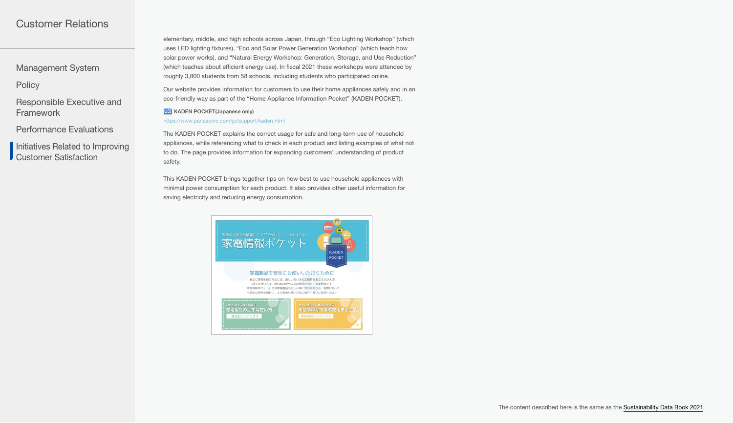elementary, middle, and high schools across Japan, through "Eco Lighting Workshop" (which uses LED lighting fixtures), "Eco and Solar Power Generation Workshop" (which teach how solar power works), and "Natural Energy Workshop: Generation, Storage, and Use Reduction" (which teaches about efficient energy use). In fiscal 2021 these workshops were attended by roughly 3,800 students from 58 schools, including students who participated online.

Our website provides information for customers to use their home appliances safely and in an eco-friendly way as part of the "Home Appliance Information Pocket" (KADEN POCKET).

WEB **KADEN POCKET(Japanese only)**

https://www.panasonic.com/jp/support/kaden.html

The KADEN POCKET explains the correct usage for safe and long-term use of household appliances, while referencing what to check in each product and listing examples of what not to do. The page provides information for expanding customers' understanding of product safety.

This KADEN POCKET brings together tips on how best to use household appliances with minimal power consumption for each product. It also provides other useful information for saving electricity and reducing energy consumption.

The content described here is the same as the Sustainability Data Book 2021.